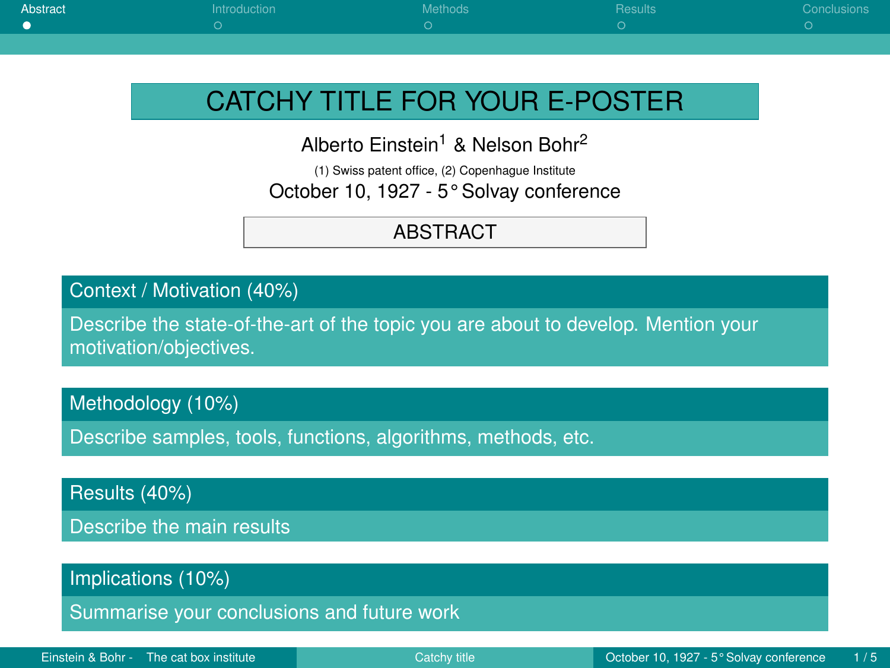# CATCHY TITLE FOR YOUR E-POSTER

Alberto Einstein[1] & Nelson Bohr[2]

(1) Swiss patent office, (2) Copenhague Institute

October 10, 1927 - 5° Solvay conference

## ABSTRACT

### Context / Motivation (40%)

Describe the state-of-the-art of the topic you are about to develop. Mention your motivation/objectives.

### Methodology (10%)

Describe samples, tools, functions, algorithms, methods, etc.

### Results (40%)

Describe the main results

### Implications (10%)

Summarise your conclusions and future work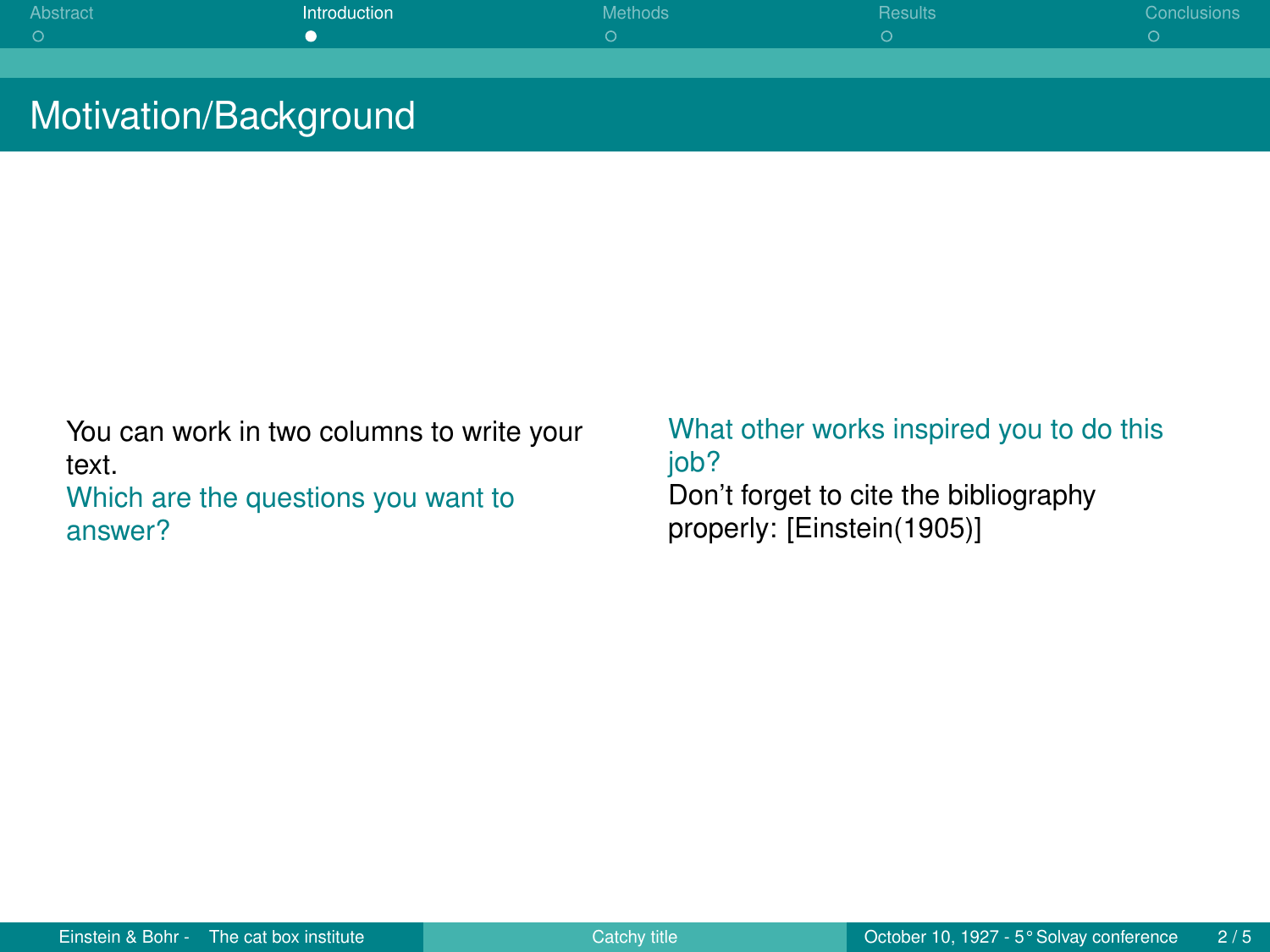# Motivation/Background

You can work in two columns to write your text.

Which are the questions you want to answer?

What other works inspired you to do this job?

Don't forget to cite the bibliography properly: [Einstein(1905)]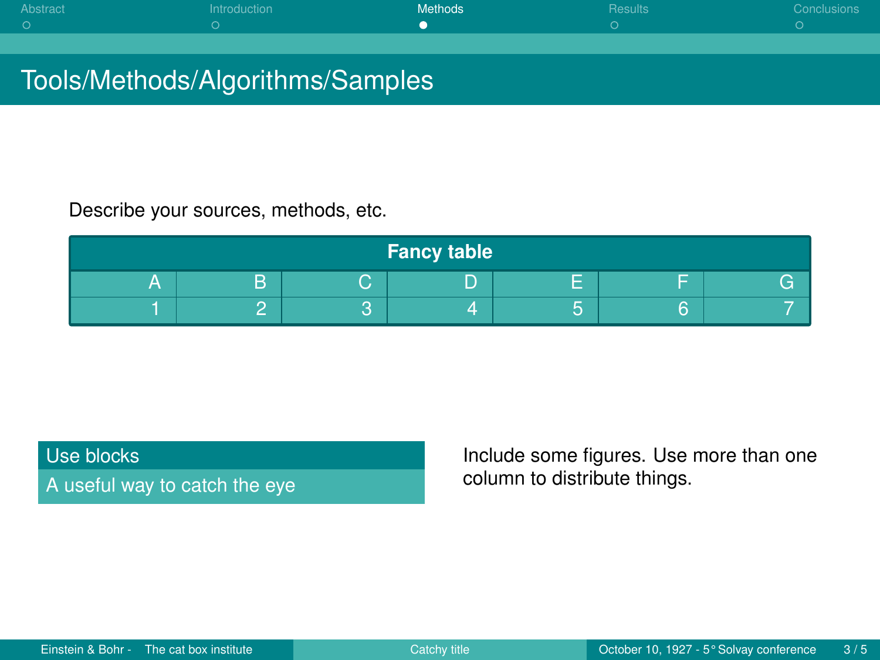# Tools/Methods/Algorithms/Samples

Describe your sources, methods, etc.

**Fancy table**

| A | B | C | D | E | F | G |
|---|---|---|---|---|---|---|
| 1 | 2 | 3 | 4 | 5 | 6 | 7 |

**Use blocks**

A useful way to catch the eye

Include some figures. Use more than one column to distribute things.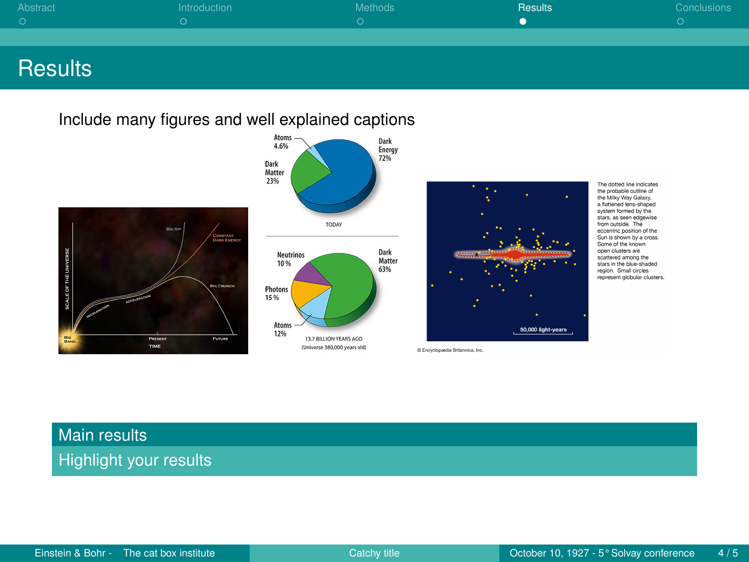# Results

Include many figures and well explained captions

## Main results

Highlight your results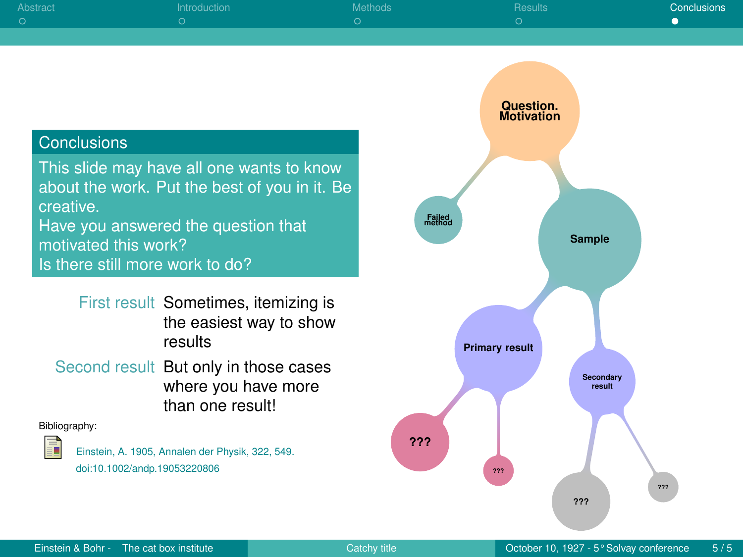## Conclusions

This slide may have all one wants to know about the work. Put the best of you in it. Be creative.
Have you answered the question that motivated this work?
Is there still more work to do?

**First result** Sometimes, itemizing is the easiest way to show results

**Second result** But only in those cases where you have more than one result!

Bibliography:

Einstein, A. 1905, Annalen der Physik, 322, 549.
doi:10.1002/andp.19053220806

Question. Motivation

Failed method

Sample

Primary result

Secondary result

???

???

???

???